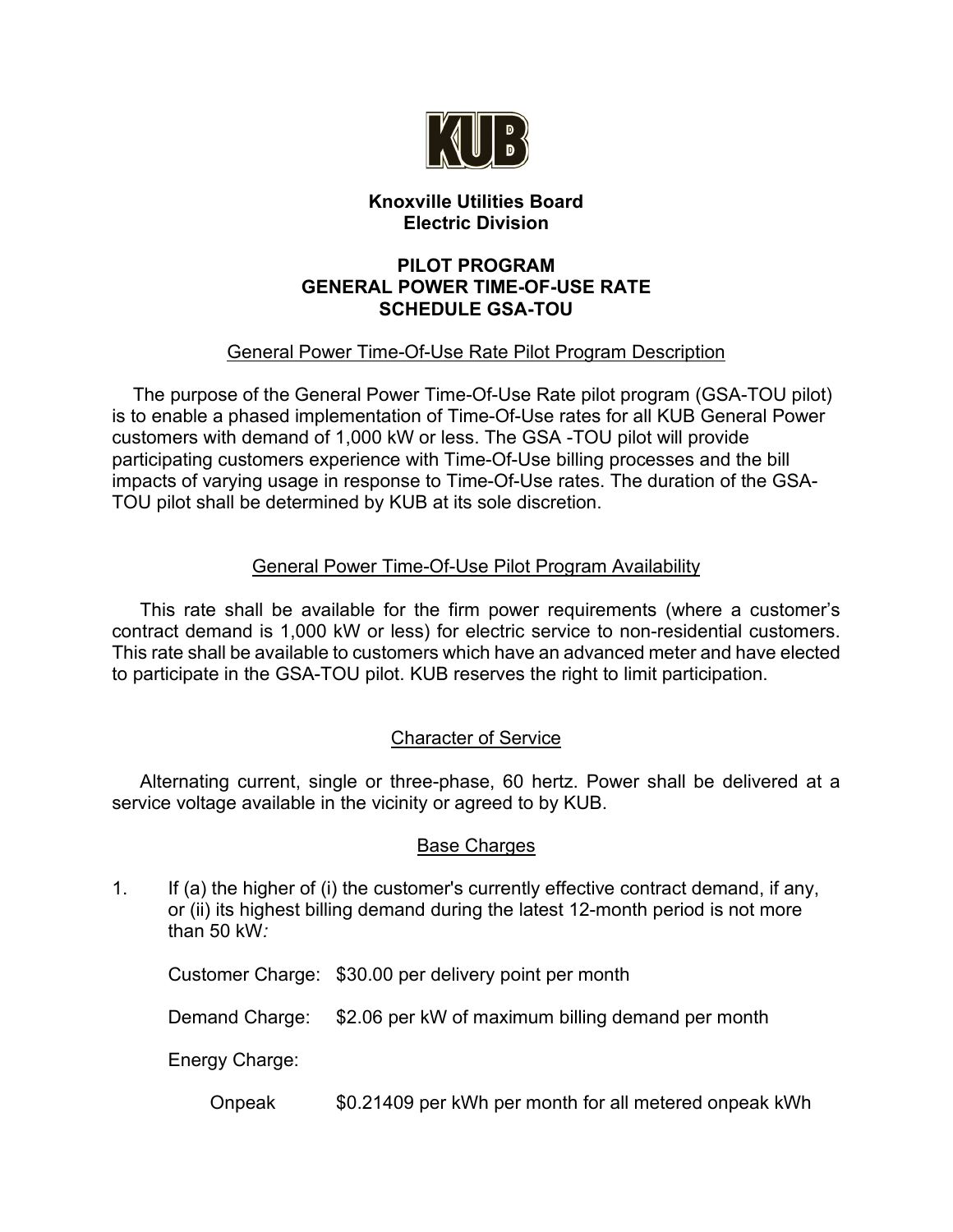**Knoxville Utilities Board**
**Electric Division**

# PILOT PROGRAM
# GENERAL POWER TIME-OF-USE RATE
# SCHEDULE GSA-TOU

## General Power Time-Of-Use Rate Pilot Program Description

The purpose of the General Power Time-Of-Use Rate pilot program (GSA-TOU pilot) is to enable a phased implementation of Time-Of-Use rates for all KUB General Power customers with demand of 1,000 kW or less. The GSA -TOU pilot will provide participating customers experience with Time-Of-Use billing processes and the bill impacts of varying usage in response to Time-Of-Use rates. The duration of the GSA-TOU pilot shall be determined by KUB at its sole discretion.

## General Power Time-Of-Use Pilot Program Availability

This rate shall be available for the firm power requirements (where a customer's contract demand is 1,000 kW or less) for electric service to non-residential customers. This rate shall be available to customers which have an advanced meter and have elected to participate in the GSA-TOU pilot. KUB reserves the right to limit participation.

## Character of Service

Alternating current, single or three-phase, 60 hertz. Power shall be delivered at a service voltage available in the vicinity or agreed to by KUB.

## Base Charges

1. If (a) the higher of (i) the customer's currently effective contract demand, if any, or (ii) its highest billing demand during the latest 12-month period is not more than 50 kW*:*

   Customer Charge: $30.00 per delivery point per month

   Demand Charge: $2.06 per kW of maximum billing demand per month

   Energy Charge:

   Onpeak $0.21409 per kWh per month for all metered onpeak kWh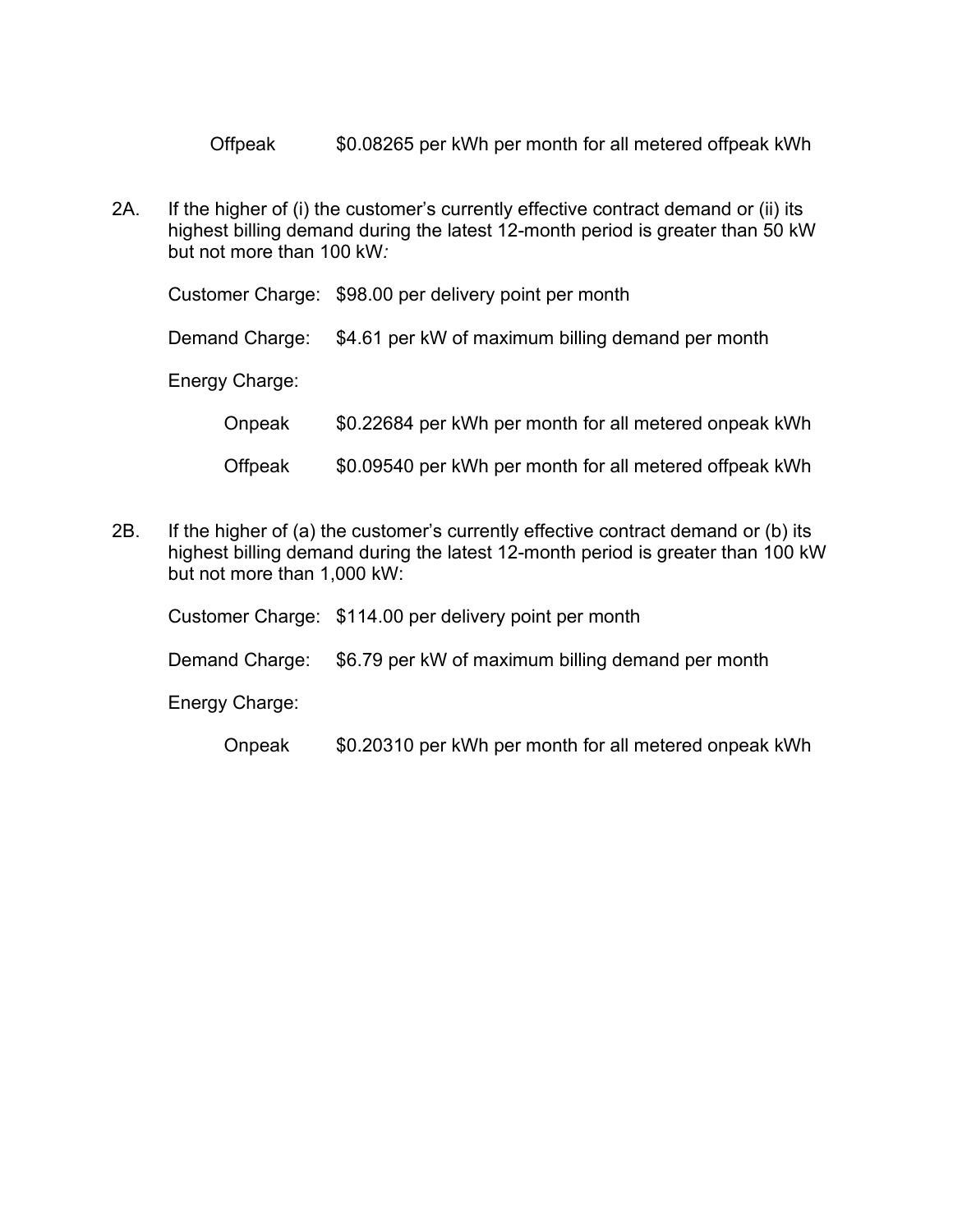Offpeak $0.08265 per kWh per month for all metered offpeak kWh

2A. If the higher of (i) the customer's currently effective contract demand or (ii) its highest billing demand during the latest 12-month period is greater than 50 kW but not more than 100 kW*:*

Customer Charge: $98.00 per delivery point per month

Demand Charge: $4.61 per kW of maximum billing demand per month

Energy Charge:

Onpeak $0.22684 per kWh per month for all metered onpeak kWh

Offpeak $0.09540 per kWh per month for all metered offpeak kWh

2B. If the higher of (a) the customer's currently effective contract demand or (b) its highest billing demand during the latest 12-month period is greater than 100 kW but not more than 1,000 kW:

Customer Charge: $114.00 per delivery point per month

Demand Charge: $6.79 per kW of maximum billing demand per month

Energy Charge:

Onpeak $0.20310 per kWh per month for all metered onpeak kWh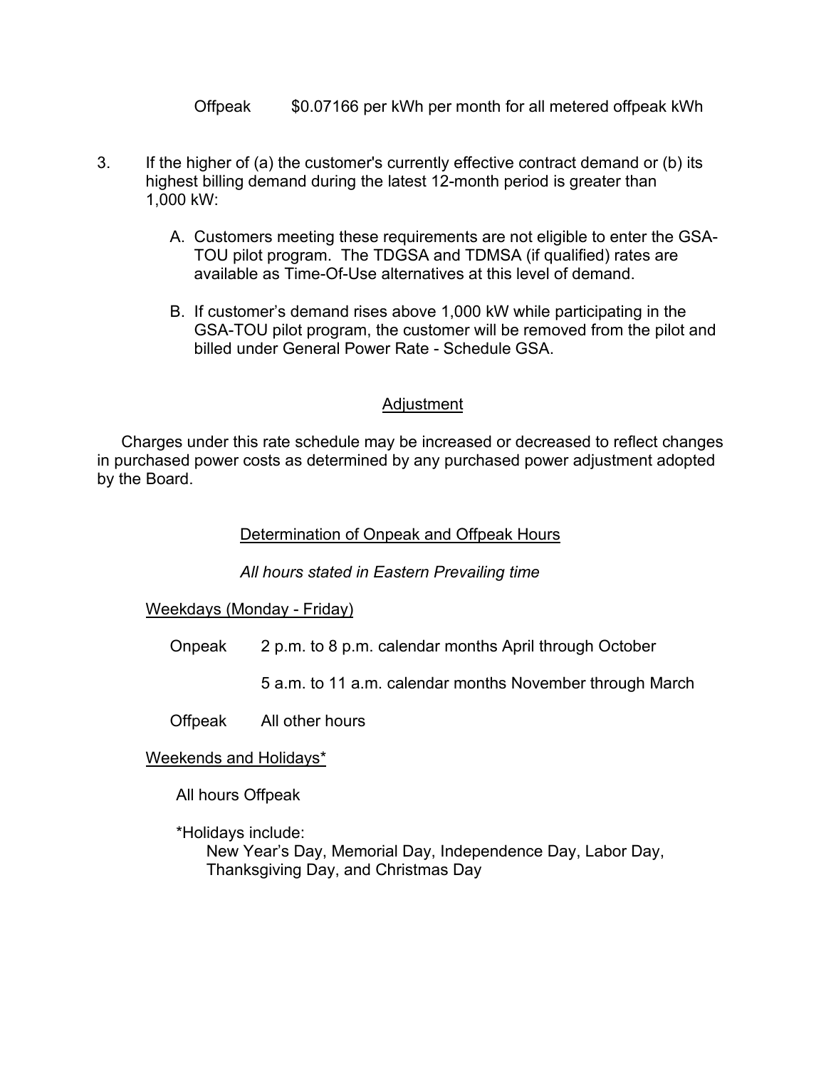Offpeak $0.07166 per kWh per month for all metered offpeak kWh

3. If the higher of (a) the customer's currently effective contract demand or (b) its highest billing demand during the latest 12-month period is greater than 1,000 kW:

   A. Customers meeting these requirements are not eligible to enter the GSA-TOU pilot program. The TDGSA and TDMSA (if qualified) rates are available as Time-Of-Use alternatives at this level of demand.

   B. If customer's demand rises above 1,000 kW while participating in the GSA-TOU pilot program, the customer will be removed from the pilot and billed under General Power Rate - Schedule GSA.

## Adjustment

Charges under this rate schedule may be increased or decreased to reflect changes in purchased power costs as determined by any purchased power adjustment adopted by the Board.

## Determination of Onpeak and Offpeak Hours

*All hours stated in Eastern Prevailing time*

Weekdays (Monday - Friday)

Onpeak 2 p.m. to 8 p.m. calendar months April through October

5 a.m. to 11 a.m. calendar months November through March

Offpeak All other hours

Weekends and Holidays*

All hours Offpeak

*Holidays include:
New Year's Day, Memorial Day, Independence Day, Labor Day, Thanksgiving Day, and Christmas Day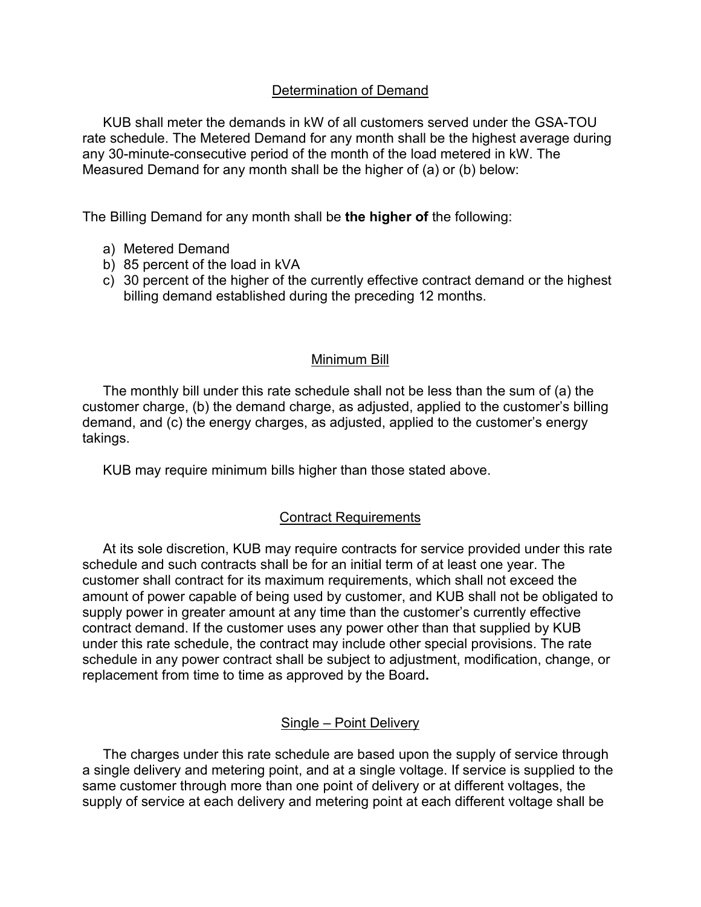## Determination of Demand

KUB shall meter the demands in kW of all customers served under the GSA-TOU rate schedule. The Metered Demand for any month shall be the highest average during any 30-minute-consecutive period of the month of the load metered in kW. The Measured Demand for any month shall be the higher of (a) or (b) below:

The Billing Demand for any month shall be **the higher of** the following:

a) Metered Demand
b) 85 percent of the load in kVA
c) 30 percent of the higher of the currently effective contract demand or the highest billing demand established during the preceding 12 months.

## Minimum Bill

The monthly bill under this rate schedule shall not be less than the sum of (a) the customer charge, (b) the demand charge, as adjusted, applied to the customer's billing demand, and (c) the energy charges, as adjusted, applied to the customer's energy takings.

KUB may require minimum bills higher than those stated above.

## Contract Requirements

At its sole discretion, KUB may require contracts for service provided under this rate schedule and such contracts shall be for an initial term of at least one year. The customer shall contract for its maximum requirements, which shall not exceed the amount of power capable of being used by customer, and KUB shall not be obligated to supply power in greater amount at any time than the customer's currently effective contract demand. If the customer uses any power other than that supplied by KUB under this rate schedule, the contract may include other special provisions. The rate schedule in any power contract shall be subject to adjustment, modification, change, or replacement from time to time as approved by the Board**.**

## Single – Point Delivery

The charges under this rate schedule are based upon the supply of service through a single delivery and metering point, and at a single voltage. If service is supplied to the same customer through more than one point of delivery or at different voltages, the supply of service at each delivery and metering point at each different voltage shall be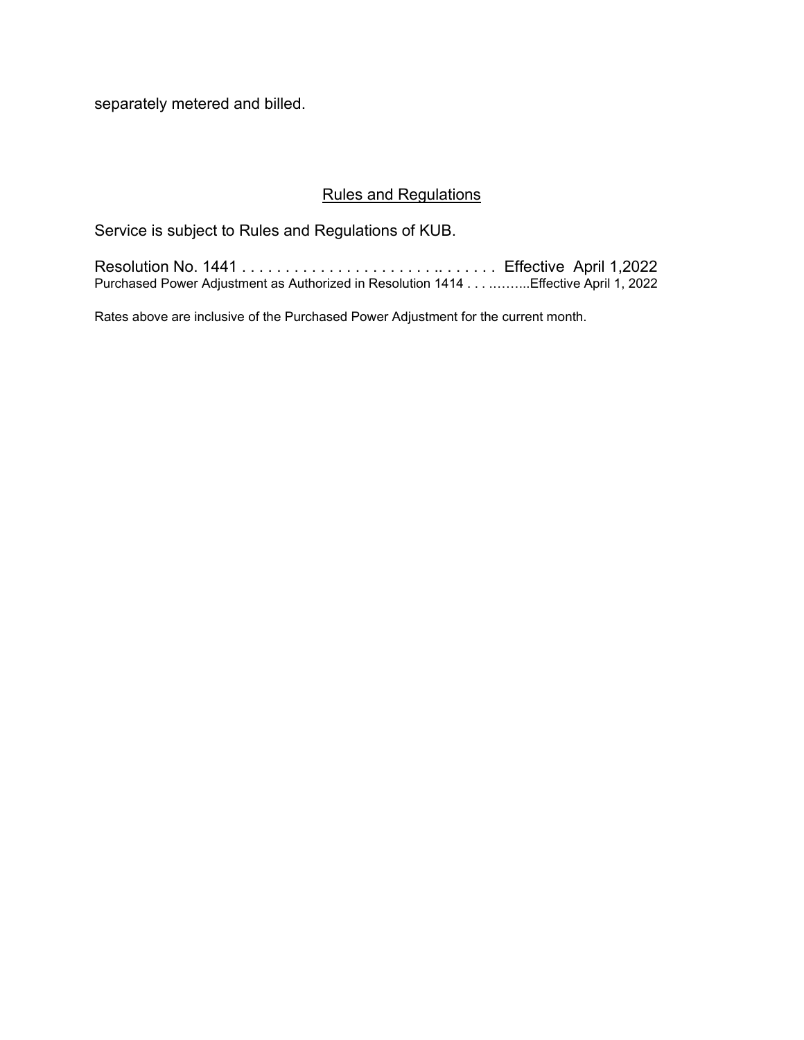separately metered and billed.

## Rules and Regulations

Service is subject to Rules and Regulations of KUB.

Resolution No. 1441 . . . . . . . . . . . . . . . . . . . . . . . .. . . . . . . Effective April 1,2022

Purchased Power Adjustment as Authorized in Resolution 1414 . . . ..……...Effective April 1, 2022

Rates above are inclusive of the Purchased Power Adjustment for the current month.